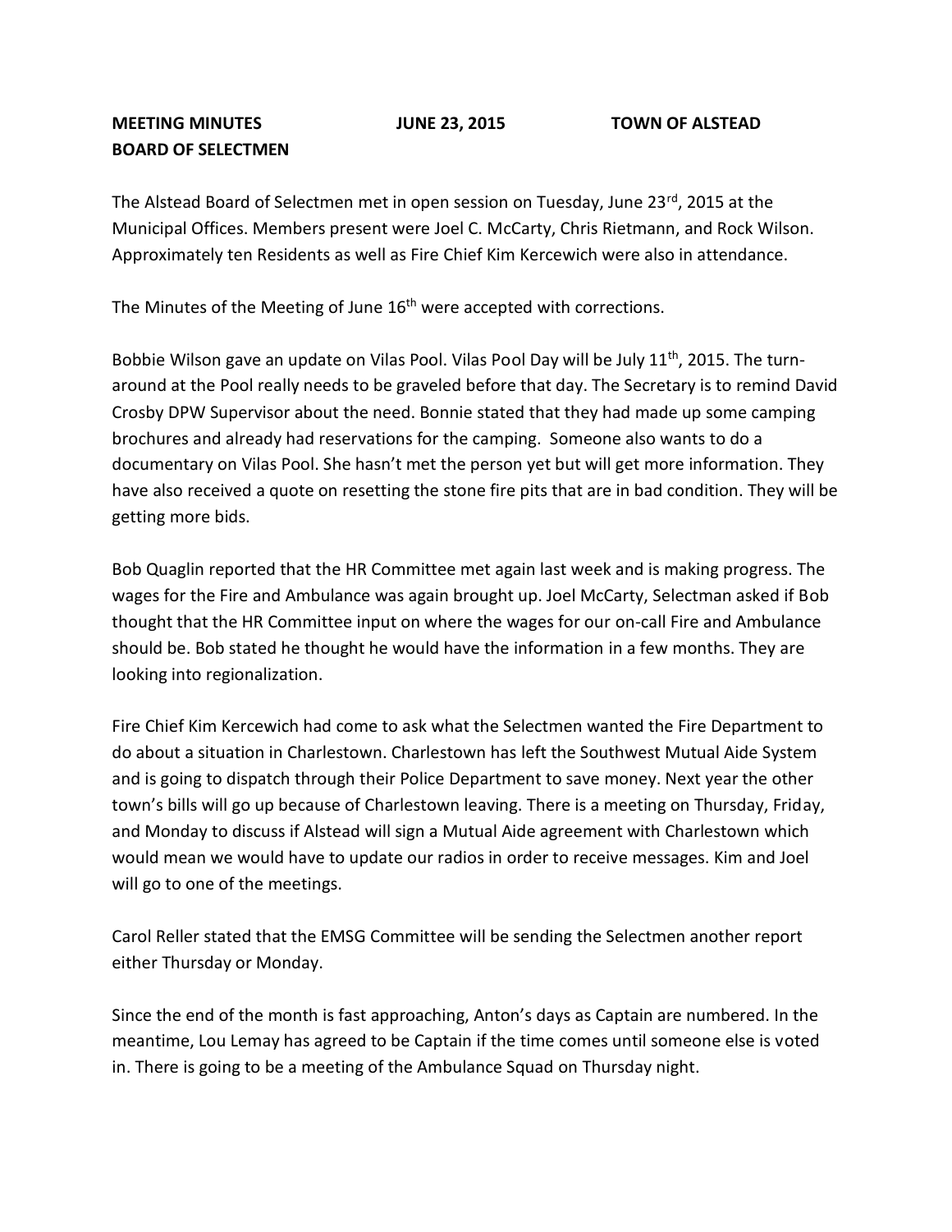**MEETING MINUTES** **JUNE 23, 2015** **TOWN OF ALSTEAD**
**BOARD OF SELECTMEN**

The Alstead Board of Selectmen met in open session on Tuesday, June 23rd, 2015 at the Municipal Offices. Members present were Joel C. McCarty, Chris Rietmann, and Rock Wilson. Approximately ten Residents as well as Fire Chief Kim Kercewich were also in attendance.

The Minutes of the Meeting of June 16th were accepted with corrections.

Bobbie Wilson gave an update on Vilas Pool. Vilas Pool Day will be July 11th, 2015. The turn-around at the Pool really needs to be graveled before that day. The Secretary is to remind David Crosby DPW Supervisor about the need. Bonnie stated that they had made up some camping brochures and already had reservations for the camping. Someone also wants to do a documentary on Vilas Pool. She hasn't met the person yet but will get more information. They have also received a quote on resetting the stone fire pits that are in bad condition. They will be getting more bids.

Bob Quaglin reported that the HR Committee met again last week and is making progress. The wages for the Fire and Ambulance was again brought up. Joel McCarty, Selectman asked if Bob thought that the HR Committee input on where the wages for our on-call Fire and Ambulance should be. Bob stated he thought he would have the information in a few months. They are looking into regionalization.

Fire Chief Kim Kercewich had come to ask what the Selectmen wanted the Fire Department to do about a situation in Charlestown. Charlestown has left the Southwest Mutual Aide System and is going to dispatch through their Police Department to save money. Next year the other town's bills will go up because of Charlestown leaving. There is a meeting on Thursday, Friday, and Monday to discuss if Alstead will sign a Mutual Aide agreement with Charlestown which would mean we would have to update our radios in order to receive messages. Kim and Joel will go to one of the meetings.

Carol Reller stated that the EMSG Committee will be sending the Selectmen another report either Thursday or Monday.

Since the end of the month is fast approaching, Anton's days as Captain are numbered. In the meantime, Lou Lemay has agreed to be Captain if the time comes until someone else is voted in. There is going to be a meeting of the Ambulance Squad on Thursday night.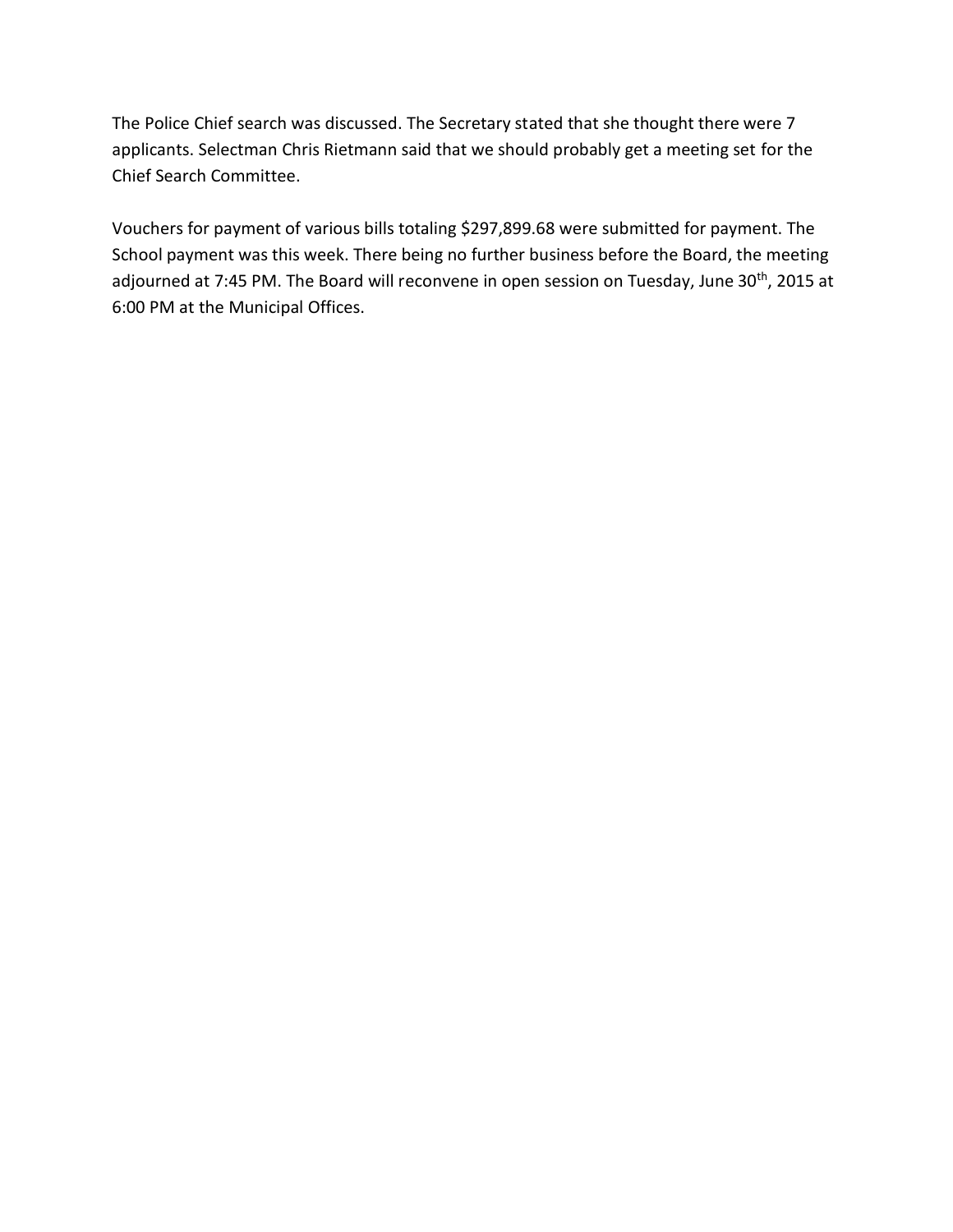The Police Chief search was discussed. The Secretary stated that she thought there were 7 applicants. Selectman Chris Rietmann said that we should probably get a meeting set for the Chief Search Committee.

Vouchers for payment of various bills totaling $297,899.68 were submitted for payment. The School payment was this week. There being no further business before the Board, the meeting adjourned at 7:45 PM. The Board will reconvene in open session on Tuesday, June 30th, 2015 at 6:00 PM at the Municipal Offices.